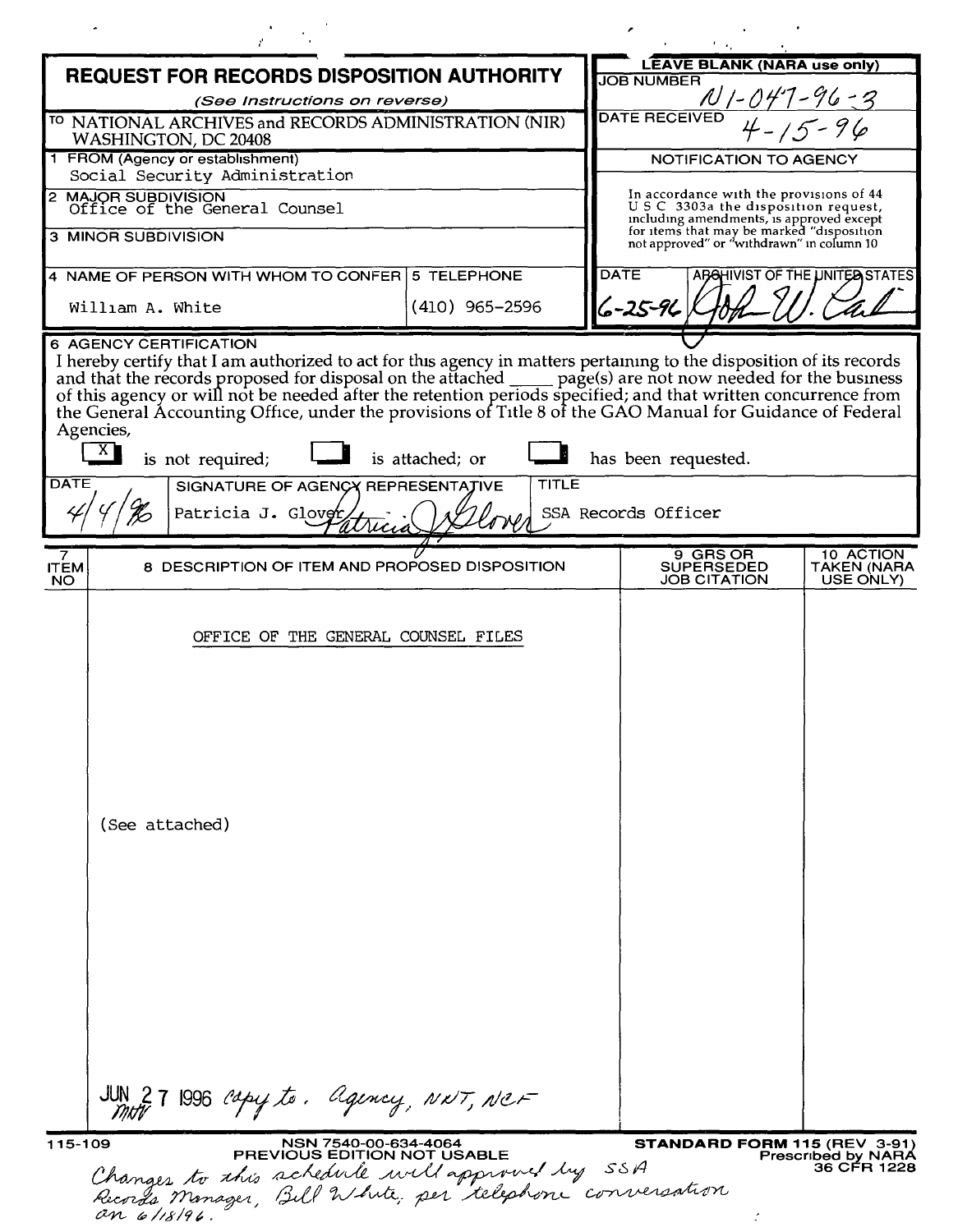# REQUEST FOR RECORDS DISPOSITION AUTHORITY

*(See Instructions on reverse)*

TO NATIONAL ARCHIVES and RECORDS ADMINISTRATION (NIR)
WASHINGTON, DC 20408

**LEAVE BLANK (NARA use only)**

JOB NUMBER: N1-047-96-3

DATE RECEIVED: 4-15-96

NOTIFICATION TO AGENCY

In accordance with the provisions of 44 U S C 3303a the disposition request, including amendments, is approved except for items that may be marked "disposition not approved" or "withdrawn" in column 10

DATE: 6-25-96

ARCHIVIST OF THE UNITED STATES: John W. Carlin

1 FROM (Agency or establishment)
Social Security Administration

2 MAJOR SUBDIVISION
Office of the General Counsel

3 MINOR SUBDIVISION

4 NAME OF PERSON WITH WHOM TO CONFER: William A. White

5 TELEPHONE: (410) 965-2596

6 AGENCY CERTIFICATION

I hereby certify that I am authorized to act for this agency in matters pertaining to the disposition of its records and that the records proposed for disposal on the attached _____ page(s) are not now needed for the business of this agency or will not be needed after the retention periods specified; and that written concurrence from the General Accounting Office, under the provisions of Title 8 of the GAO Manual for Guidance of Federal Agencies,

[X] is not required; [ ] is attached; or [ ] has been requested.

| DATE | SIGNATURE OF AGENCY REPRESENTATIVE | TITLE |
|---|---|---|
| 4/4/96 | Patricia J. Glover | SSA Records Officer |

| 7 ITEM NO | 8 DESCRIPTION OF ITEM AND PROPOSED DISPOSITION | 9 GRS OR SUPERSEDED JOB CITATION | 10 ACTION TAKEN (NARA USE ONLY) |
|---|---|---|---|
| | OFFICE OF THE GENERAL COUNSEL FILES | | |
| | (See attached) | | |

JUN 27 1996 copy to: Agency, NNT, NCF

115-109 NSN 7540-00-634-4064 PREVIOUS EDITION NOT USABLE

STANDARD FORM 115 (REV 3-91) Prescribed by NARA 36 CFR 1228

Changes to this schedule were approved by SSA Records Manager, Bill White, per telephone conversation on 6/18/96.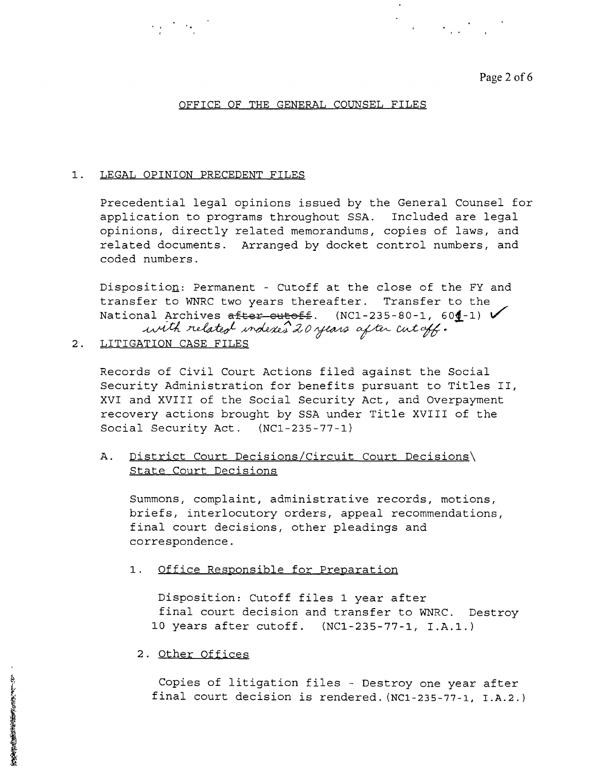## OFFICE OF THE GENERAL COUNSEL FILES

1. <u>LEGAL OPINION PRECEDENT FILES</u>

   Precedential legal opinions issued by the General Counsel for application to programs throughout SSA. Included are legal opinions, directly related memorandums, copies of laws, and related documents. Arranged by docket control numbers, and coded numbers.

   Disposition: Permanent - Cutoff at the close of the FY and transfer to WNRC two years thereafter. Transfer to the National Archives ~~after cutoff~~ with related indexes 20 years after cutoff. (NC1-235-80-1, 601-1) ✓

2. <u>LITIGATION CASE FILES</u>

   Records of Civil Court Actions filed against the Social Security Administration for benefits pursuant to Titles II, XVI and XVIII of the Social Security Act, and Overpayment recovery actions brought by SSA under Title XVIII of the Social Security Act. (NC1-235-77-1)

   A. <u>District Court Decisions/Circuit Court Decisions\ State Court Decisions</u>

      Summons, complaint, administrative records, motions, briefs, interlocutory orders, appeal recommendations, final court decisions, other pleadings and correspondence.

      1. <u>Office Responsible for Preparation</u>

         Disposition: Cutoff files 1 year after final court decision and transfer to WNRC. Destroy 10 years after cutoff. (NC1-235-77-1, I.A.1.)

      2. <u>Other Offices</u>

         Copies of litigation files - Destroy one year after final court decision is rendered. (NC1-235-77-1, I.A.2.)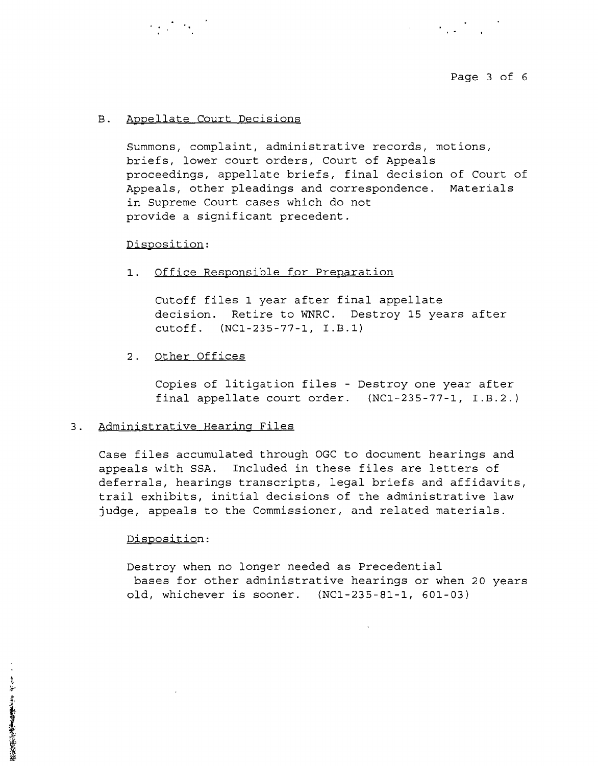B. Appellate Court Decisions

Summons, complaint, administrative records, motions, briefs, lower court orders, Court of Appeals proceedings, appellate briefs, final decision of Court of Appeals, other pleadings and correspondence. Materials in Supreme Court cases which do not provide a significant precedent.

Disposition:

1. Office Responsible for Preparation

   Cutoff files 1 year after final appellate decision. Retire to WNRC. Destroy 15 years after cutoff. (NC1-235-77-1, I.B.1)

2. Other Offices

   Copies of litigation files - Destroy one year after final appellate court order. (NC1-235-77-1, I.B.2.)

3. Administrative Hearing Files

Case files accumulated through OGC to document hearings and appeals with SSA. Included in these files are letters of deferrals, hearings transcripts, legal briefs and affidavits, trail exhibits, initial decisions of the administrative law judge, appeals to the Commissioner, and related materials.

Disposition:

Destroy when no longer needed as Precedential bases for other administrative hearings or when 20 years old, whichever is sooner. (NC1-235-81-1, 601-03)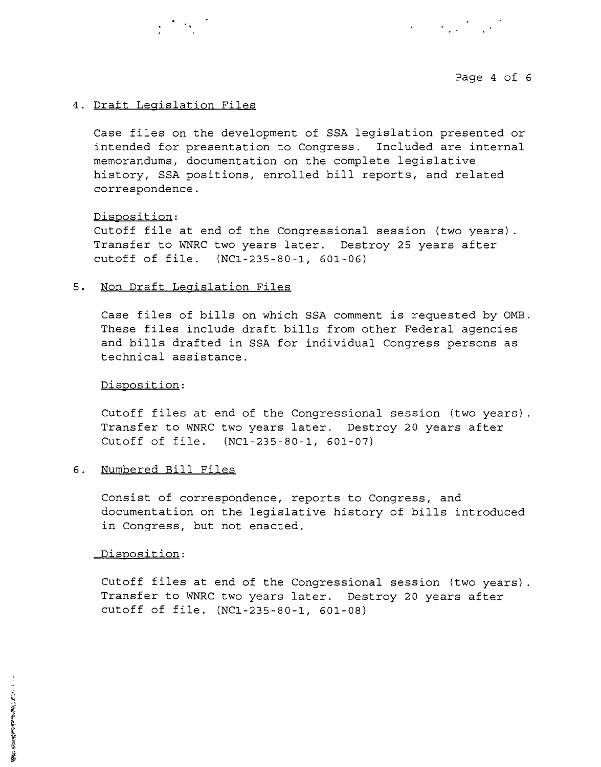4. Draft Legislation Files

Case files on the development of SSA legislation presented or intended for presentation to Congress. Included are internal memorandums, documentation on the complete legislative history, SSA positions, enrolled bill reports, and related correspondence.

Disposition:
Cutoff file at end of the Congressional session (two years). Transfer to WNRC two years later. Destroy 25 years after cutoff of file. (NC1-235-80-1, 601-06)

5. Non Draft Legislation Files

Case files of bills on which SSA comment is requested by OMB. These files include draft bills from other Federal agencies and bills drafted in SSA for individual Congress persons as technical assistance.

Disposition:

Cutoff files at end of the Congressional session (two years). Transfer to WNRC two years later. Destroy 20 years after Cutoff of file. (NC1-235-80-1, 601-07)

6. Numbered Bill Files

Consist of correspondence, reports to Congress, and documentation on the legislative history of bills introduced in Congress, but not enacted.

Disposition:

Cutoff files at end of the Congressional session (two years). Transfer to WNRC two years later. Destroy 20 years after cutoff of file. (NC1-235-80-1, 601-08)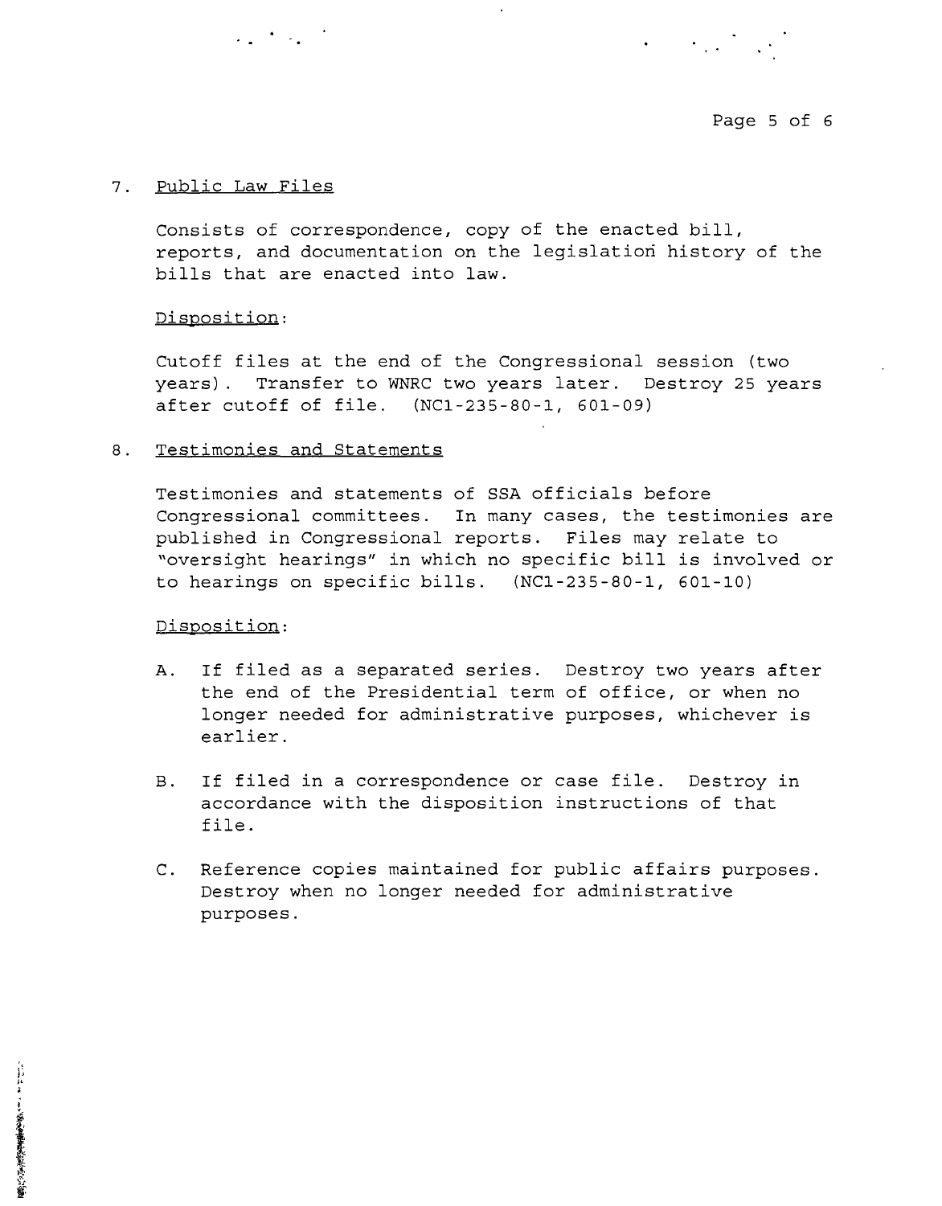7. <u>Public Law Files</u>

Consists of correspondence, copy of the enacted bill, reports, and documentation on the legislation history of the bills that are enacted into law.

<u>Disposition</u>:

Cutoff files at the end of the Congressional session (two years). Transfer to WNRC two years later. Destroy 25 years after cutoff of file. (NC1-235-80-1, 601-09)

8. <u>Testimonies and Statements</u>

Testimonies and statements of SSA officials before Congressional committees. In many cases, the testimonies are published in Congressional reports. Files may relate to "oversight hearings" in which no specific bill is involved or to hearings on specific bills. (NC1-235-80-1, 601-10)

<u>Disposition</u>:

A. If filed as a separated series. Destroy two years after the end of the Presidential term of office, or when no longer needed for administrative purposes, whichever is earlier.

B. If filed in a correspondence or case file. Destroy in accordance with the disposition instructions of that file.

C. Reference copies maintained for public affairs purposes. Destroy when no longer needed for administrative purposes.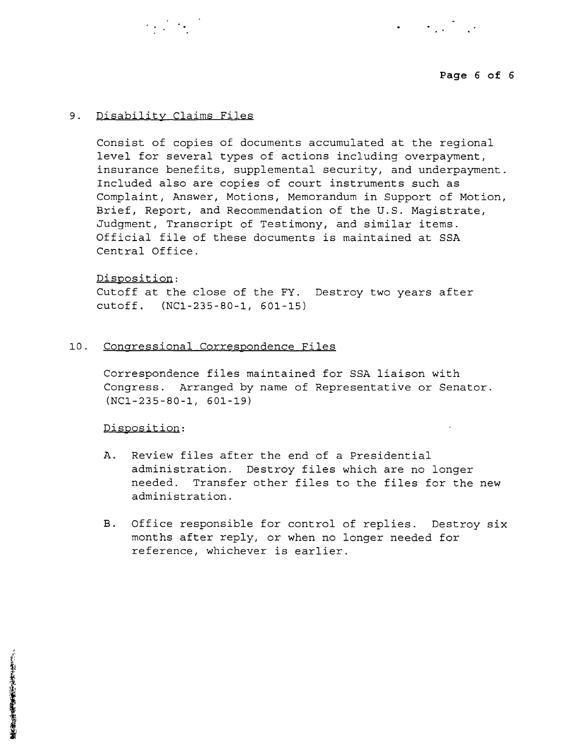9. Disability Claims Files

Consist of copies of documents accumulated at the regional level for several types of actions including overpayment, insurance benefits, supplemental security, and underpayment. Included also are copies of court instruments such as Complaint, Answer, Motions, Memorandum in Support of Motion, Brief, Report, and Recommendation of the U.S. Magistrate, Judgment, Transcript of Testimony, and similar items. Official file of these documents is maintained at SSA Central Office.

Disposition:
Cutoff at the close of the FY. Destroy two years after cutoff. (NC1-235-80-1, 601-15)

10. Congressional Correspondence Files

Correspondence files maintained for SSA liaison with Congress. Arranged by name of Representative or Senator. (NC1-235-80-1, 601-19)

Disposition:

A. Review files after the end of a Presidential administration. Destroy files which are no longer needed. Transfer other files to the files for the new administration.

B. Office responsible for control of replies. Destroy six months after reply, or when no longer needed for reference, whichever is earlier.